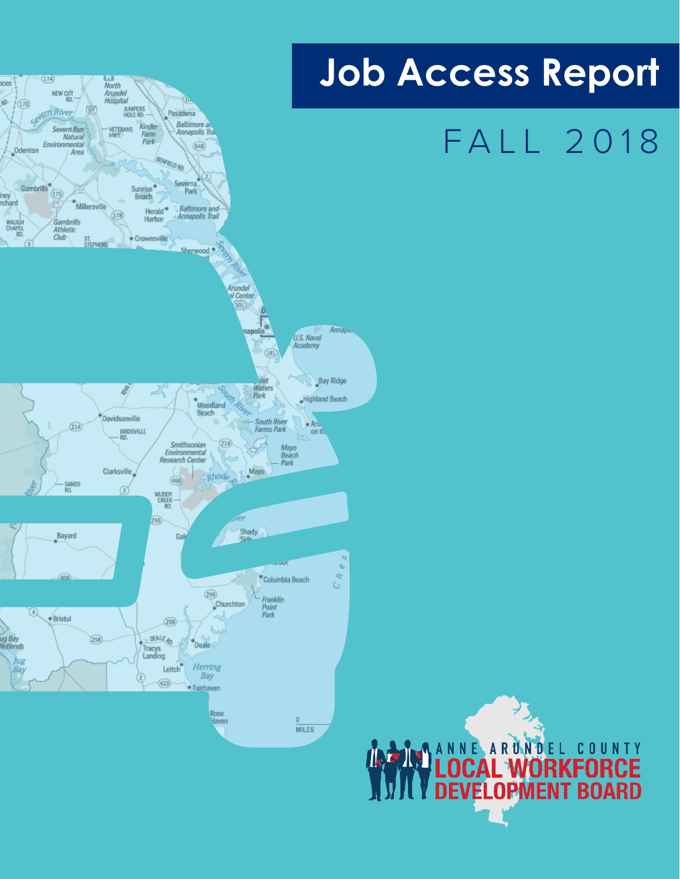# Job Access Report

FALL 2018

ANNE ARUNDEL COUNTY
LOCAL WORKFORCE
DEVELOPMENT BOARD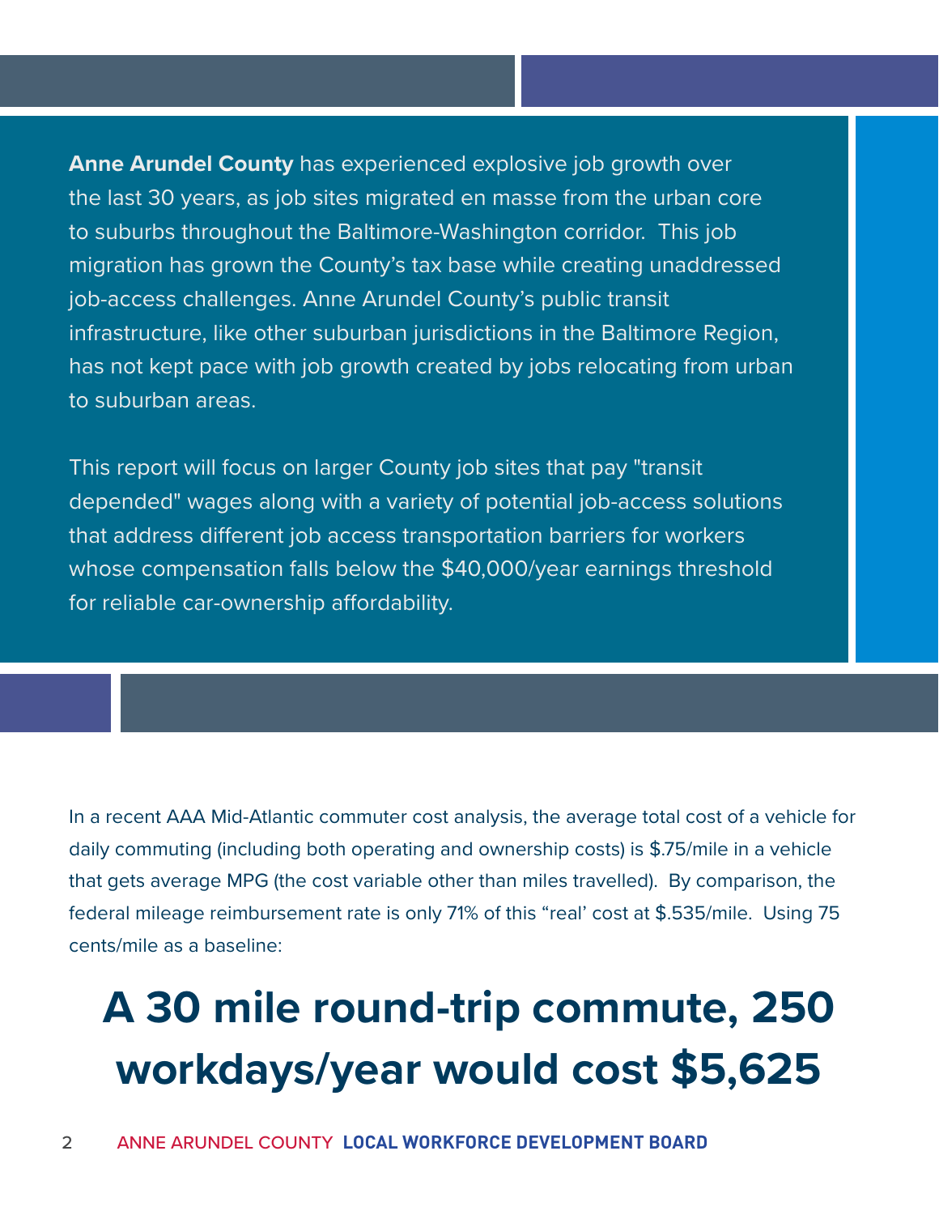**Anne Arundel County** has experienced explosive job growth over the last 30 years, as job sites migrated en masse from the urban core to suburbs throughout the Baltimore-Washington corridor. This job migration has grown the County's tax base while creating unaddressed job-access challenges. Anne Arundel County's public transit infrastructure, like other suburban jurisdictions in the Baltimore Region, has not kept pace with job growth created by jobs relocating from urban to suburban areas.

This report will focus on larger County job sites that pay "transit depended" wages along with a variety of potential job-access solutions that address different job access transportation barriers for workers whose compensation falls below the $40,000/year earnings threshold for reliable car-ownership affordability.

In a recent AAA Mid-Atlantic commuter cost analysis, the average total cost of a vehicle for daily commuting (including both operating and ownership costs) is $.75/mile in a vehicle that gets average MPG (the cost variable other than miles travelled). By comparison, the federal mileage reimbursement rate is only 71% of this "real' cost at $.535/mile. Using 75 cents/mile as a baseline:

## A 30 mile round-trip commute, 250 workdays/year would cost $5,625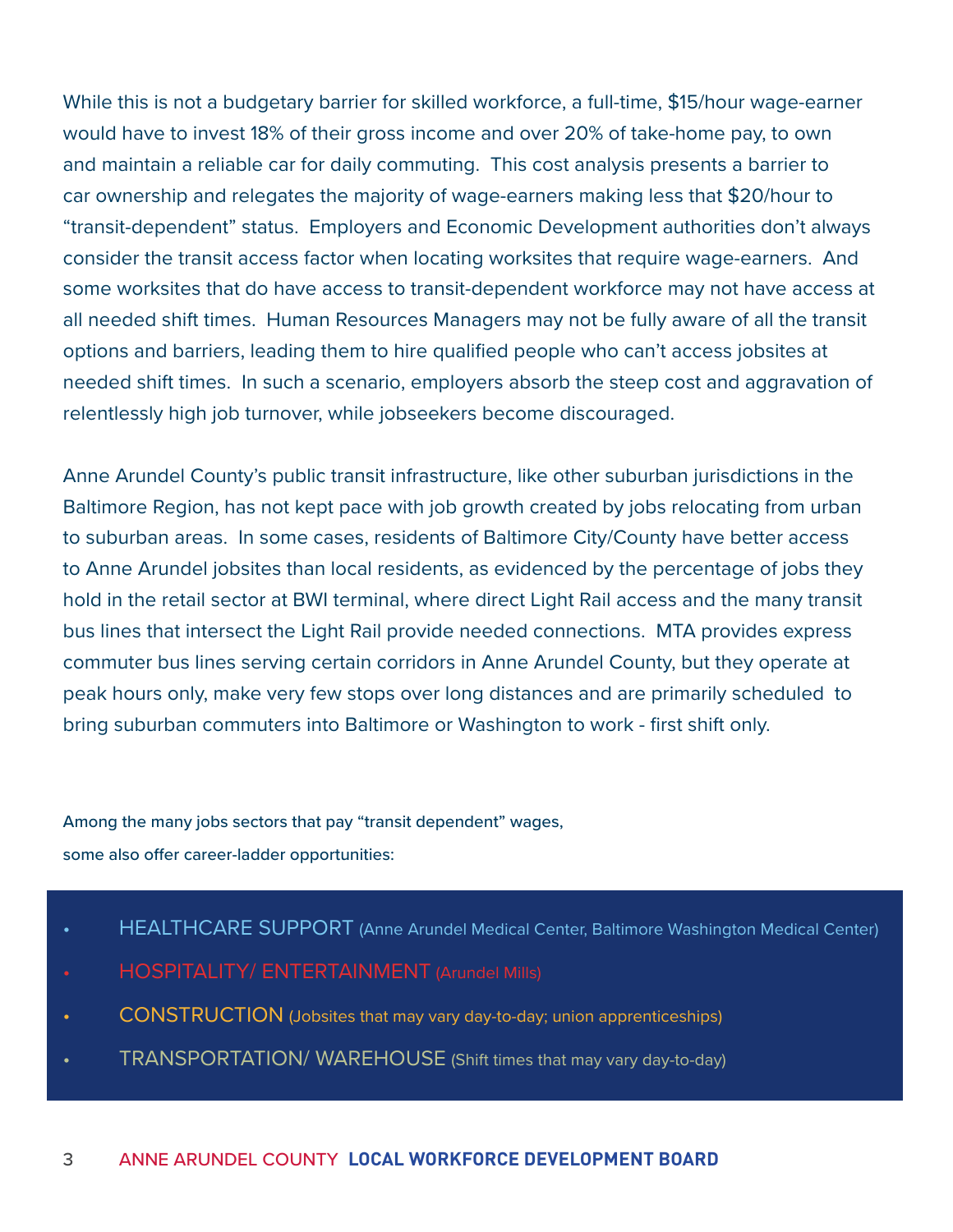While this is not a budgetary barrier for skilled workforce, a full-time, $15/hour wage-earner would have to invest 18% of their gross income and over 20% of take-home pay, to own and maintain a reliable car for daily commuting. This cost analysis presents a barrier to car ownership and relegates the majority of wage-earners making less that $20/hour to "transit-dependent" status. Employers and Economic Development authorities don't always consider the transit access factor when locating worksites that require wage-earners. And some worksites that do have access to transit-dependent workforce may not have access at all needed shift times. Human Resources Managers may not be fully aware of all the transit options and barriers, leading them to hire qualified people who can't access jobsites at needed shift times. In such a scenario, employers absorb the steep cost and aggravation of relentlessly high job turnover, while jobseekers become discouraged.

Anne Arundel County's public transit infrastructure, like other suburban jurisdictions in the Baltimore Region, has not kept pace with job growth created by jobs relocating from urban to suburban areas. In some cases, residents of Baltimore City/County have better access to Anne Arundel jobsites than local residents, as evidenced by the percentage of jobs they hold in the retail sector at BWI terminal, where direct Light Rail access and the many transit bus lines that intersect the Light Rail provide needed connections. MTA provides express commuter bus lines serving certain corridors in Anne Arundel County, but they operate at peak hours only, make very few stops over long distances and are primarily scheduled to bring suburban commuters into Baltimore or Washington to work - first shift only.

Among the many jobs sectors that pay "transit dependent" wages, some also offer career-ladder opportunities:

- HEALTHCARE SUPPORT (Anne Arundel Medical Center, Baltimore Washington Medical Center)
- HOSPITALITY/ ENTERTAINMENT (Arundel Mills)
- CONSTRUCTION (Jobsites that may vary day-to-day; union apprenticeships)
- TRANSPORTATION/ WAREHOUSE (Shift times that may vary day-to-day)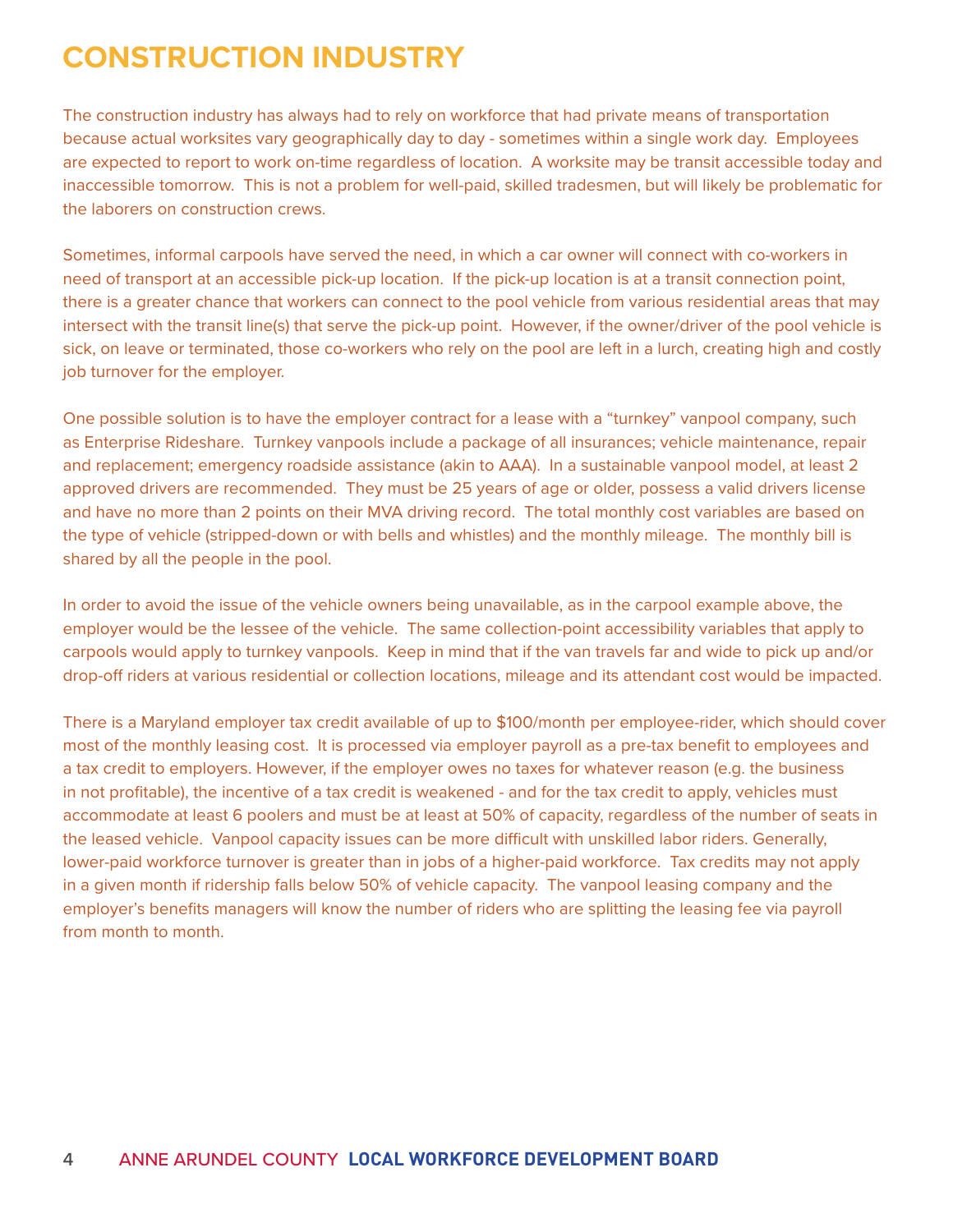# CONSTRUCTION INDUSTRY

The construction industry has always had to rely on workforce that had private means of transportation because actual worksites vary geographically day to day - sometimes within a single work day. Employees are expected to report to work on-time regardless of location. A worksite may be transit accessible today and inaccessible tomorrow. This is not a problem for well-paid, skilled tradesmen, but will likely be problematic for the laborers on construction crews.

Sometimes, informal carpools have served the need, in which a car owner will connect with co-workers in need of transport at an accessible pick-up location. If the pick-up location is at a transit connection point, there is a greater chance that workers can connect to the pool vehicle from various residential areas that may intersect with the transit line(s) that serve the pick-up point. However, if the owner/driver of the pool vehicle is sick, on leave or terminated, those co-workers who rely on the pool are left in a lurch, creating high and costly job turnover for the employer.

One possible solution is to have the employer contract for a lease with a "turnkey" vanpool company, such as Enterprise Rideshare. Turnkey vanpools include a package of all insurances; vehicle maintenance, repair and replacement; emergency roadside assistance (akin to AAA). In a sustainable vanpool model, at least 2 approved drivers are recommended. They must be 25 years of age or older, possess a valid drivers license and have no more than 2 points on their MVA driving record. The total monthly cost variables are based on the type of vehicle (stripped-down or with bells and whistles) and the monthly mileage. The monthly bill is shared by all the people in the pool.

In order to avoid the issue of the vehicle owners being unavailable, as in the carpool example above, the employer would be the lessee of the vehicle. The same collection-point accessibility variables that apply to carpools would apply to turnkey vanpools. Keep in mind that if the van travels far and wide to pick up and/or drop-off riders at various residential or collection locations, mileage and its attendant cost would be impacted.

There is a Maryland employer tax credit available of up to $100/month per employee-rider, which should cover most of the monthly leasing cost. It is processed via employer payroll as a pre-tax benefit to employees and a tax credit to employers. However, if the employer owes no taxes for whatever reason (e.g. the business in not profitable), the incentive of a tax credit is weakened - and for the tax credit to apply, vehicles must accommodate at least 6 poolers and must be at least at 50% of capacity, regardless of the number of seats in the leased vehicle. Vanpool capacity issues can be more difficult with unskilled labor riders. Generally, lower-paid workforce turnover is greater than in jobs of a higher-paid workforce. Tax credits may not apply in a given month if ridership falls below 50% of vehicle capacity. The vanpool leasing company and the employer's benefits managers will know the number of riders who are splitting the leasing fee via payroll from month to month.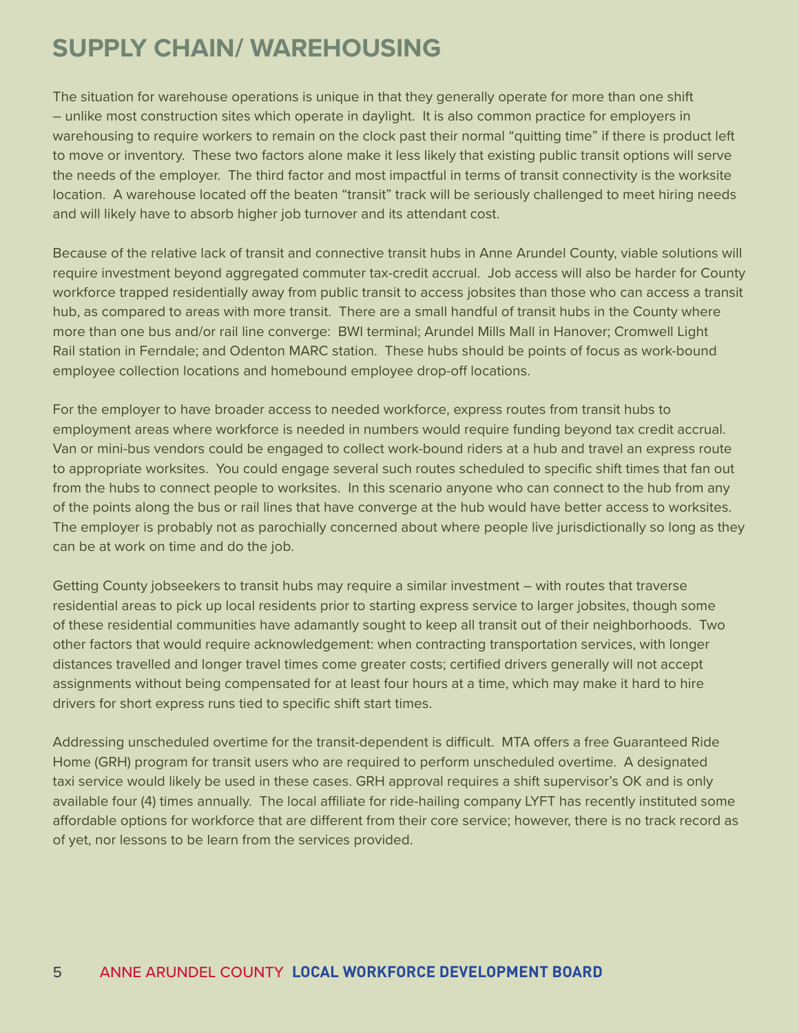# SUPPLY CHAIN/ WAREHOUSING

The situation for warehouse operations is unique in that they generally operate for more than one shift – unlike most construction sites which operate in daylight. It is also common practice for employers in warehousing to require workers to remain on the clock past their normal "quitting time" if there is product left to move or inventory. These two factors alone make it less likely that existing public transit options will serve the needs of the employer. The third factor and most impactful in terms of transit connectivity is the worksite location. A warehouse located off the beaten "transit" track will be seriously challenged to meet hiring needs and will likely have to absorb higher job turnover and its attendant cost.

Because of the relative lack of transit and connective transit hubs in Anne Arundel County, viable solutions will require investment beyond aggregated commuter tax-credit accrual. Job access will also be harder for County workforce trapped residentially away from public transit to access jobsites than those who can access a transit hub, as compared to areas with more transit. There are a small handful of transit hubs in the County where more than one bus and/or rail line converge: BWI terminal; Arundel Mills Mall in Hanover; Cromwell Light Rail station in Ferndale; and Odenton MARC station. These hubs should be points of focus as work-bound employee collection locations and homebound employee drop-off locations.

For the employer to have broader access to needed workforce, express routes from transit hubs to employment areas where workforce is needed in numbers would require funding beyond tax credit accrual. Van or mini-bus vendors could be engaged to collect work-bound riders at a hub and travel an express route to appropriate worksites. You could engage several such routes scheduled to specific shift times that fan out from the hubs to connect people to worksites. In this scenario anyone who can connect to the hub from any of the points along the bus or rail lines that have converge at the hub would have better access to worksites. The employer is probably not as parochially concerned about where people live jurisdictionally so long as they can be at work on time and do the job.

Getting County jobseekers to transit hubs may require a similar investment – with routes that traverse residential areas to pick up local residents prior to starting express service to larger jobsites, though some of these residential communities have adamantly sought to keep all transit out of their neighborhoods. Two other factors that would require acknowledgement: when contracting transportation services, with longer distances travelled and longer travel times come greater costs; certified drivers generally will not accept assignments without being compensated for at least four hours at a time, which may make it hard to hire drivers for short express runs tied to specific shift start times.

Addressing unscheduled overtime for the transit-dependent is difficult. MTA offers a free Guaranteed Ride Home (GRH) program for transit users who are required to perform unscheduled overtime. A designated taxi service would likely be used in these cases. GRH approval requires a shift supervisor's OK and is only available four (4) times annually. The local affiliate for ride-hailing company LYFT has recently instituted some affordable options for workforce that are different from their core service; however, there is no track record as of yet, nor lessons to be learn from the services provided.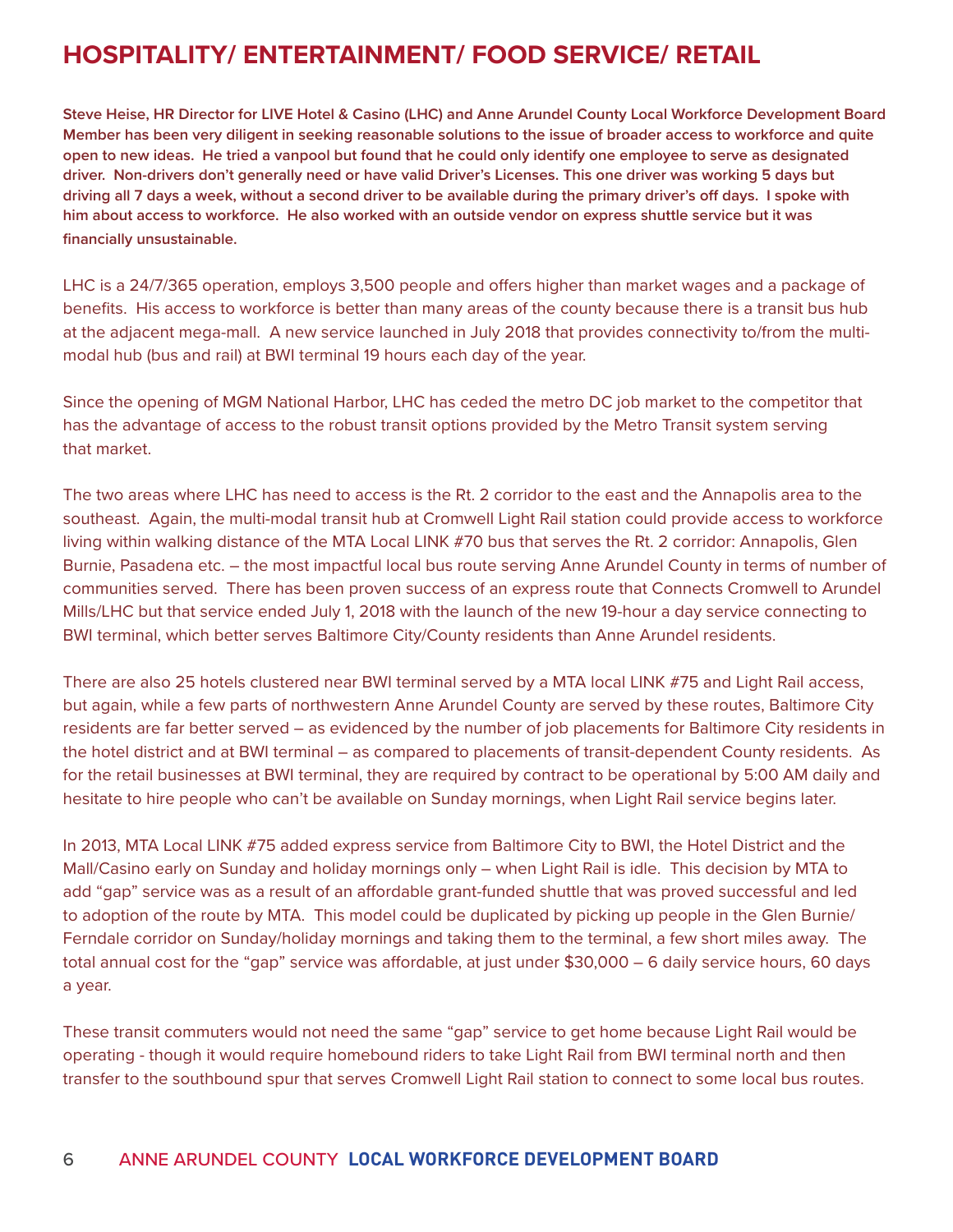# HOSPITALITY/ ENTERTAINMENT/ FOOD SERVICE/ RETAIL

**Steve Heise, HR Director for LIVE Hotel & Casino (LHC) and Anne Arundel County Local Workforce Development Board Member has been very diligent in seeking reasonable solutions to the issue of broader access to workforce and quite open to new ideas. He tried a vanpool but found that he could only identify one employee to serve as designated driver. Non-drivers don't generally need or have valid Driver's Licenses. This one driver was working 5 days but driving all 7 days a week, without a second driver to be available during the primary driver's off days. I spoke with him about access to workforce. He also worked with an outside vendor on express shuttle service but it was financially unsustainable.**

LHC is a 24/7/365 operation, employs 3,500 people and offers higher than market wages and a package of benefits. His access to workforce is better than many areas of the county because there is a transit bus hub at the adjacent mega-mall. A new service launched in July 2018 that provides connectivity to/from the multi-modal hub (bus and rail) at BWI terminal 19 hours each day of the year.

Since the opening of MGM National Harbor, LHC has ceded the metro DC job market to the competitor that has the advantage of access to the robust transit options provided by the Metro Transit system serving that market.

The two areas where LHC has need to access is the Rt. 2 corridor to the east and the Annapolis area to the southeast. Again, the multi-modal transit hub at Cromwell Light Rail station could provide access to workforce living within walking distance of the MTA Local LINK #70 bus that serves the Rt. 2 corridor: Annapolis, Glen Burnie, Pasadena etc. – the most impactful local bus route serving Anne Arundel County in terms of number of communities served. There has been proven success of an express route that Connects Cromwell to Arundel Mills/LHC but that service ended July 1, 2018 with the launch of the new 19-hour a day service connecting to BWI terminal, which better serves Baltimore City/County residents than Anne Arundel residents.

There are also 25 hotels clustered near BWI terminal served by a MTA local LINK #75 and Light Rail access, but again, while a few parts of northwestern Anne Arundel County are served by these routes, Baltimore City residents are far better served – as evidenced by the number of job placements for Baltimore City residents in the hotel district and at BWI terminal – as compared to placements of transit-dependent County residents. As for the retail businesses at BWI terminal, they are required by contract to be operational by 5:00 AM daily and hesitate to hire people who can't be available on Sunday mornings, when Light Rail service begins later.

In 2013, MTA Local LINK #75 added express service from Baltimore City to BWI, the Hotel District and the Mall/Casino early on Sunday and holiday mornings only – when Light Rail is idle. This decision by MTA to add "gap" service was as a result of an affordable grant-funded shuttle that was proved successful and led to adoption of the route by MTA. This model could be duplicated by picking up people in the Glen Burnie/ Ferndale corridor on Sunday/holiday mornings and taking them to the terminal, a few short miles away. The total annual cost for the "gap" service was affordable, at just under $30,000 – 6 daily service hours, 60 days a year.

These transit commuters would not need the same "gap" service to get home because Light Rail would be operating - though it would require homebound riders to take Light Rail from BWI terminal north and then transfer to the southbound spur that serves Cromwell Light Rail station to connect to some local bus routes.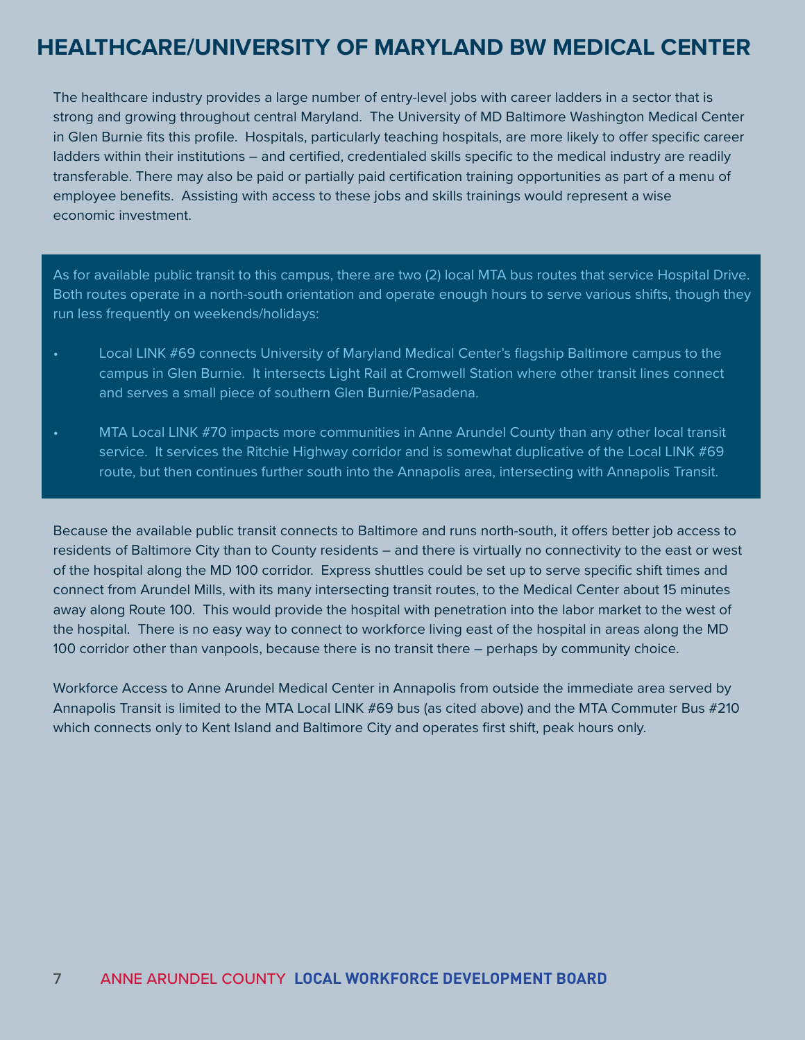# HEALTHCARE/UNIVERSITY OF MARYLAND BW MEDICAL CENTER

The healthcare industry provides a large number of entry-level jobs with career ladders in a sector that is strong and growing throughout central Maryland. The University of MD Baltimore Washington Medical Center in Glen Burnie fits this profile. Hospitals, particularly teaching hospitals, are more likely to offer specific career ladders within their institutions – and certified, credentialed skills specific to the medical industry are readily transferable. There may also be paid or partially paid certification training opportunities as part of a menu of employee benefits. Assisting with access to these jobs and skills trainings would represent a wise economic investment.

As for available public transit to this campus, there are two (2) local MTA bus routes that service Hospital Drive. Both routes operate in a north-south orientation and operate enough hours to serve various shifts, though they run less frequently on weekends/holidays:

- Local LINK #69 connects University of Maryland Medical Center's flagship Baltimore campus to the campus in Glen Burnie. It intersects Light Rail at Cromwell Station where other transit lines connect and serves a small piece of southern Glen Burnie/Pasadena.
- MTA Local LINK #70 impacts more communities in Anne Arundel County than any other local transit service. It services the Ritchie Highway corridor and is somewhat duplicative of the Local LINK #69 route, but then continues further south into the Annapolis area, intersecting with Annapolis Transit.

Because the available public transit connects to Baltimore and runs north-south, it offers better job access to residents of Baltimore City than to County residents – and there is virtually no connectivity to the east or west of the hospital along the MD 100 corridor. Express shuttles could be set up to serve specific shift times and connect from Arundel Mills, with its many intersecting transit routes, to the Medical Center about 15 minutes away along Route 100. This would provide the hospital with penetration into the labor market to the west of the hospital. There is no easy way to connect to workforce living east of the hospital in areas along the MD 100 corridor other than vanpools, because there is no transit there – perhaps by community choice.

Workforce Access to Anne Arundel Medical Center in Annapolis from outside the immediate area served by Annapolis Transit is limited to the MTA Local LINK #69 bus (as cited above) and the MTA Commuter Bus #210 which connects only to Kent Island and Baltimore City and operates first shift, peak hours only.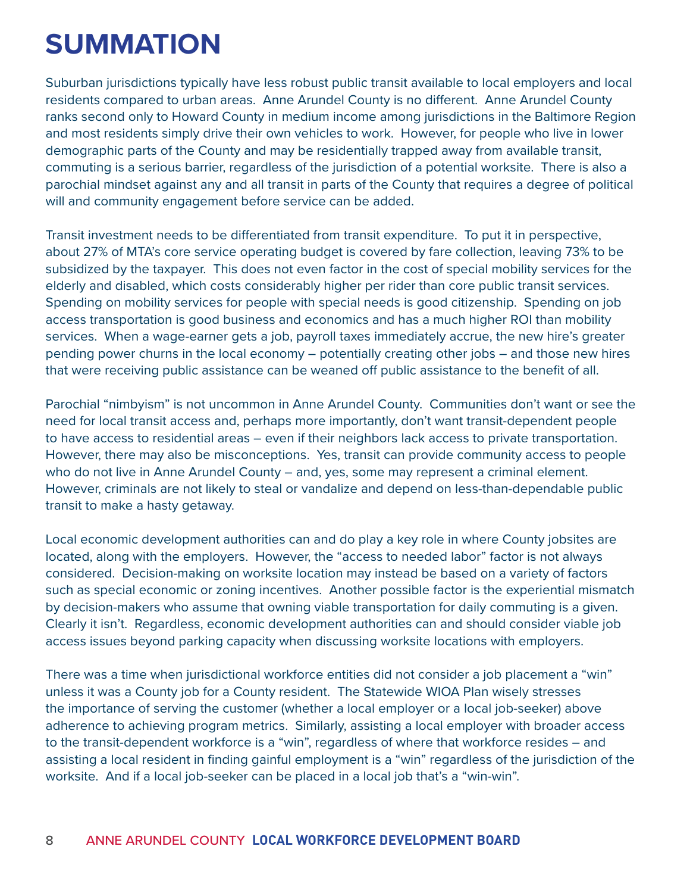# SUMMATION

Suburban jurisdictions typically have less robust public transit available to local employers and local residents compared to urban areas. Anne Arundel County is no different. Anne Arundel County ranks second only to Howard County in medium income among jurisdictions in the Baltimore Region and most residents simply drive their own vehicles to work. However, for people who live in lower demographic parts of the County and may be residentially trapped away from available transit, commuting is a serious barrier, regardless of the jurisdiction of a potential worksite. There is also a parochial mindset against any and all transit in parts of the County that requires a degree of political will and community engagement before service can be added.

Transit investment needs to be differentiated from transit expenditure. To put it in perspective, about 27% of MTA's core service operating budget is covered by fare collection, leaving 73% to be subsidized by the taxpayer. This does not even factor in the cost of special mobility services for the elderly and disabled, which costs considerably higher per rider than core public transit services. Spending on mobility services for people with special needs is good citizenship. Spending on job access transportation is good business and economics and has a much higher ROI than mobility services. When a wage-earner gets a job, payroll taxes immediately accrue, the new hire's greater pending power churns in the local economy – potentially creating other jobs – and those new hires that were receiving public assistance can be weaned off public assistance to the benefit of all.

Parochial "nimbyism" is not uncommon in Anne Arundel County. Communities don't want or see the need for local transit access and, perhaps more importantly, don't want transit-dependent people to have access to residential areas – even if their neighbors lack access to private transportation. However, there may also be misconceptions. Yes, transit can provide community access to people who do not live in Anne Arundel County – and, yes, some may represent a criminal element. However, criminals are not likely to steal or vandalize and depend on less-than-dependable public transit to make a hasty getaway.

Local economic development authorities can and do play a key role in where County jobsites are located, along with the employers. However, the "access to needed labor" factor is not always considered. Decision-making on worksite location may instead be based on a variety of factors such as special economic or zoning incentives. Another possible factor is the experiential mismatch by decision-makers who assume that owning viable transportation for daily commuting is a given. Clearly it isn't. Regardless, economic development authorities can and should consider viable job access issues beyond parking capacity when discussing worksite locations with employers.

There was a time when jurisdictional workforce entities did not consider a job placement a "win" unless it was a County job for a County resident. The Statewide WIOA Plan wisely stresses the importance of serving the customer (whether a local employer or a local job-seeker) above adherence to achieving program metrics. Similarly, assisting a local employer with broader access to the transit-dependent workforce is a "win", regardless of where that workforce resides – and assisting a local resident in finding gainful employment is a "win" regardless of the jurisdiction of the worksite. And if a local job-seeker can be placed in a local job that's a "win-win".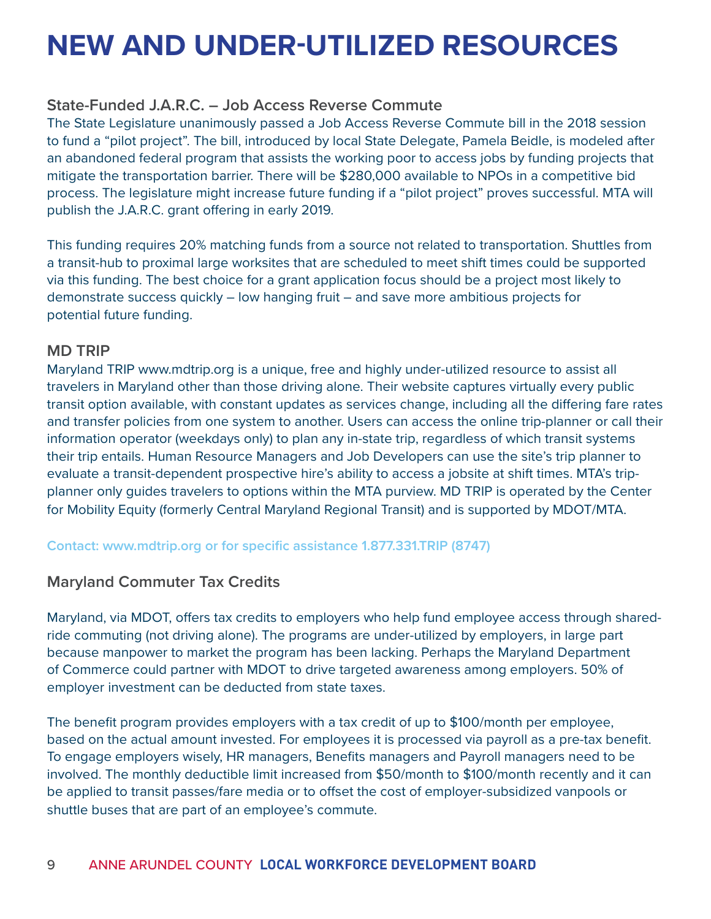# NEW AND UNDER-UTILIZED RESOURCES

### State-Funded J.A.R.C. – Job Access Reverse Commute

The State Legislature unanimously passed a Job Access Reverse Commute bill in the 2018 session to fund a "pilot project". The bill, introduced by local State Delegate, Pamela Beidle, is modeled after an abandoned federal program that assists the working poor to access jobs by funding projects that mitigate the transportation barrier. There will be $280,000 available to NPOs in a competitive bid process. The legislature might increase future funding if a "pilot project" proves successful. MTA will publish the J.A.R.C. grant offering in early 2019.

This funding requires 20% matching funds from a source not related to transportation. Shuttles from a transit-hub to proximal large worksites that are scheduled to meet shift times could be supported via this funding. The best choice for a grant application focus should be a project most likely to demonstrate success quickly – low hanging fruit – and save more ambitious projects for potential future funding.

### MD TRIP

Maryland TRIP www.mdtrip.org is a unique, free and highly under-utilized resource to assist all travelers in Maryland other than those driving alone. Their website captures virtually every public transit option available, with constant updates as services change, including all the differing fare rates and transfer policies from one system to another. Users can access the online trip-planner or call their information operator (weekdays only) to plan any in-state trip, regardless of which transit systems their trip entails. Human Resource Managers and Job Developers can use the site's trip planner to evaluate a transit-dependent prospective hire's ability to access a jobsite at shift times. MTA's trip-planner only guides travelers to options within the MTA purview. MD TRIP is operated by the Center for Mobility Equity (formerly Central Maryland Regional Transit) and is supported by MDOT/MTA.

**Contact: www.mdtrip.org or for specific assistance 1.877.331.TRIP (8747)**

### Maryland Commuter Tax Credits

Maryland, via MDOT, offers tax credits to employers who help fund employee access through shared-ride commuting (not driving alone). The programs are under-utilized by employers, in large part because manpower to market the program has been lacking. Perhaps the Maryland Department of Commerce could partner with MDOT to drive targeted awareness among employers. 50% of employer investment can be deducted from state taxes.

The benefit program provides employers with a tax credit of up to $100/month per employee, based on the actual amount invested. For employees it is processed via payroll as a pre-tax benefit. To engage employers wisely, HR managers, Benefits managers and Payroll managers need to be involved. The monthly deductible limit increased from $50/month to $100/month recently and it can be applied to transit passes/fare media or to offset the cost of employer-subsidized vanpools or shuttle buses that are part of an employee's commute.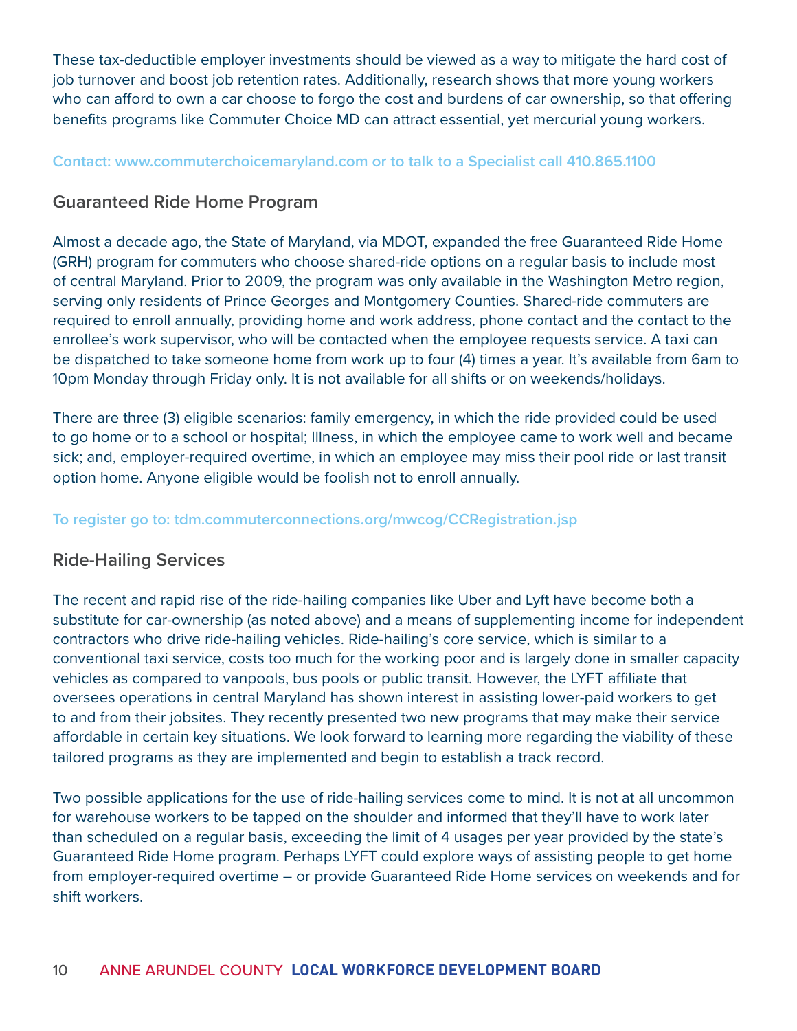These tax-deductible employer investments should be viewed as a way to mitigate the hard cost of job turnover and boost job retention rates. Additionally, research shows that more young workers who can afford to own a car choose to forgo the cost and burdens of car ownership, so that offering benefits programs like Commuter Choice MD can attract essential, yet mercurial young workers.

**Contact: www.commuterchoicemaryland.com or to talk to a Specialist call 410.865.1100**

## Guaranteed Ride Home Program

Almost a decade ago, the State of Maryland, via MDOT, expanded the free Guaranteed Ride Home (GRH) program for commuters who choose shared-ride options on a regular basis to include most of central Maryland. Prior to 2009, the program was only available in the Washington Metro region, serving only residents of Prince Georges and Montgomery Counties. Shared-ride commuters are required to enroll annually, providing home and work address, phone contact and the contact to the enrollee's work supervisor, who will be contacted when the employee requests service. A taxi can be dispatched to take someone home from work up to four (4) times a year. It's available from 6am to 10pm Monday through Friday only. It is not available for all shifts or on weekends/holidays.

There are three (3) eligible scenarios: family emergency, in which the ride provided could be used to go home or to a school or hospital; Illness, in which the employee came to work well and became sick; and, employer-required overtime, in which an employee may miss their pool ride or last transit option home. Anyone eligible would be foolish not to enroll annually.

**To register go to: tdm.commuterconnections.org/mwcog/CCRegistration.jsp**

## Ride-Hailing Services

The recent and rapid rise of the ride-hailing companies like Uber and Lyft have become both a substitute for car-ownership (as noted above) and a means of supplementing income for independent contractors who drive ride-hailing vehicles. Ride-hailing's core service, which is similar to a conventional taxi service, costs too much for the working poor and is largely done in smaller capacity vehicles as compared to vanpools, bus pools or public transit. However, the LYFT affiliate that oversees operations in central Maryland has shown interest in assisting lower-paid workers to get to and from their jobsites. They recently presented two new programs that may make their service affordable in certain key situations. We look forward to learning more regarding the viability of these tailored programs as they are implemented and begin to establish a track record.

Two possible applications for the use of ride-hailing services come to mind. It is not at all uncommon for warehouse workers to be tapped on the shoulder and informed that they'll have to work later than scheduled on a regular basis, exceeding the limit of 4 usages per year provided by the state's Guaranteed Ride Home program. Perhaps LYFT could explore ways of assisting people to get home from employer-required overtime – or provide Guaranteed Ride Home services on weekends and for shift workers.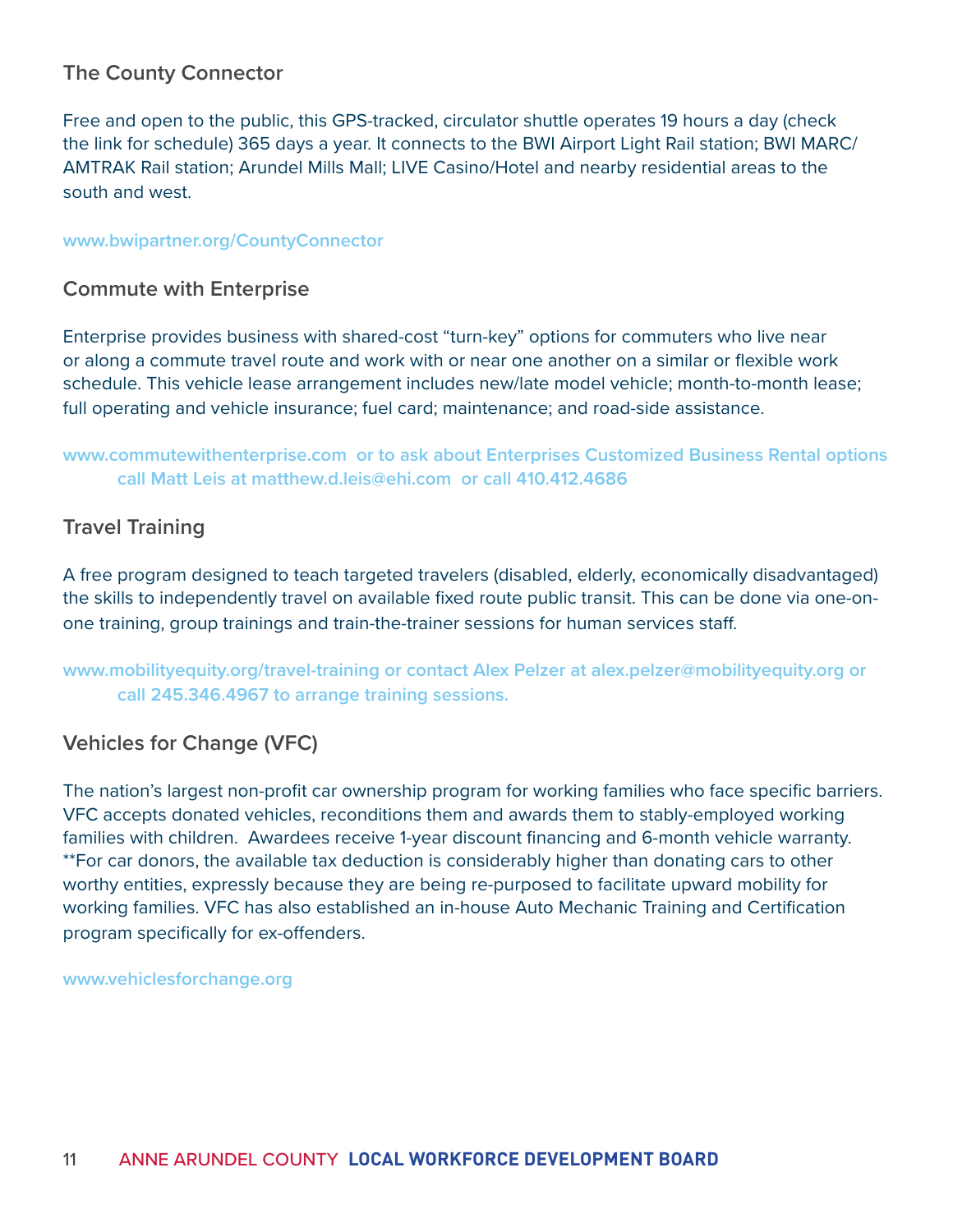## The County Connector

Free and open to the public, this GPS-tracked, circulator shuttle operates 19 hours a day (check the link for schedule) 365 days a year. It connects to the BWI Airport Light Rail station; BWI MARC/ AMTRAK Rail station; Arundel Mills Mall; LIVE Casino/Hotel and nearby residential areas to the south and west.

www.bwipartner.org/CountyConnector

## Commute with Enterprise

Enterprise provides business with shared-cost "turn-key" options for commuters who live near or along a commute travel route and work with or near one another on a similar or flexible work schedule. This vehicle lease arrangement includes new/late model vehicle; month-to-month lease; full operating and vehicle insurance; fuel card; maintenance; and road-side assistance.

www.commutewithenterprise.com or to ask about Enterprises Customized Business Rental options call Matt Leis at matthew.d.leis@ehi.com or call 410.412.4686

## Travel Training

A free program designed to teach targeted travelers (disabled, elderly, economically disadvantaged) the skills to independently travel on available fixed route public transit. This can be done via one-on-one training, group trainings and train-the-trainer sessions for human services staff.

www.mobilityequity.org/travel-training or contact Alex Pelzer at alex.pelzer@mobilityequity.org or call 245.346.4967 to arrange training sessions.

## Vehicles for Change (VFC)

The nation's largest non-profit car ownership program for working families who face specific barriers. VFC accepts donated vehicles, reconditions them and awards them to stably-employed working families with children. Awardees receive 1-year discount financing and 6-month vehicle warranty. **For car donors, the available tax deduction is considerably higher than donating cars to other worthy entities, expressly because they are being re-purposed to facilitate upward mobility for working families. VFC has also established an in-house Auto Mechanic Training and Certification program specifically for ex-offenders.

www.vehiclesforchange.org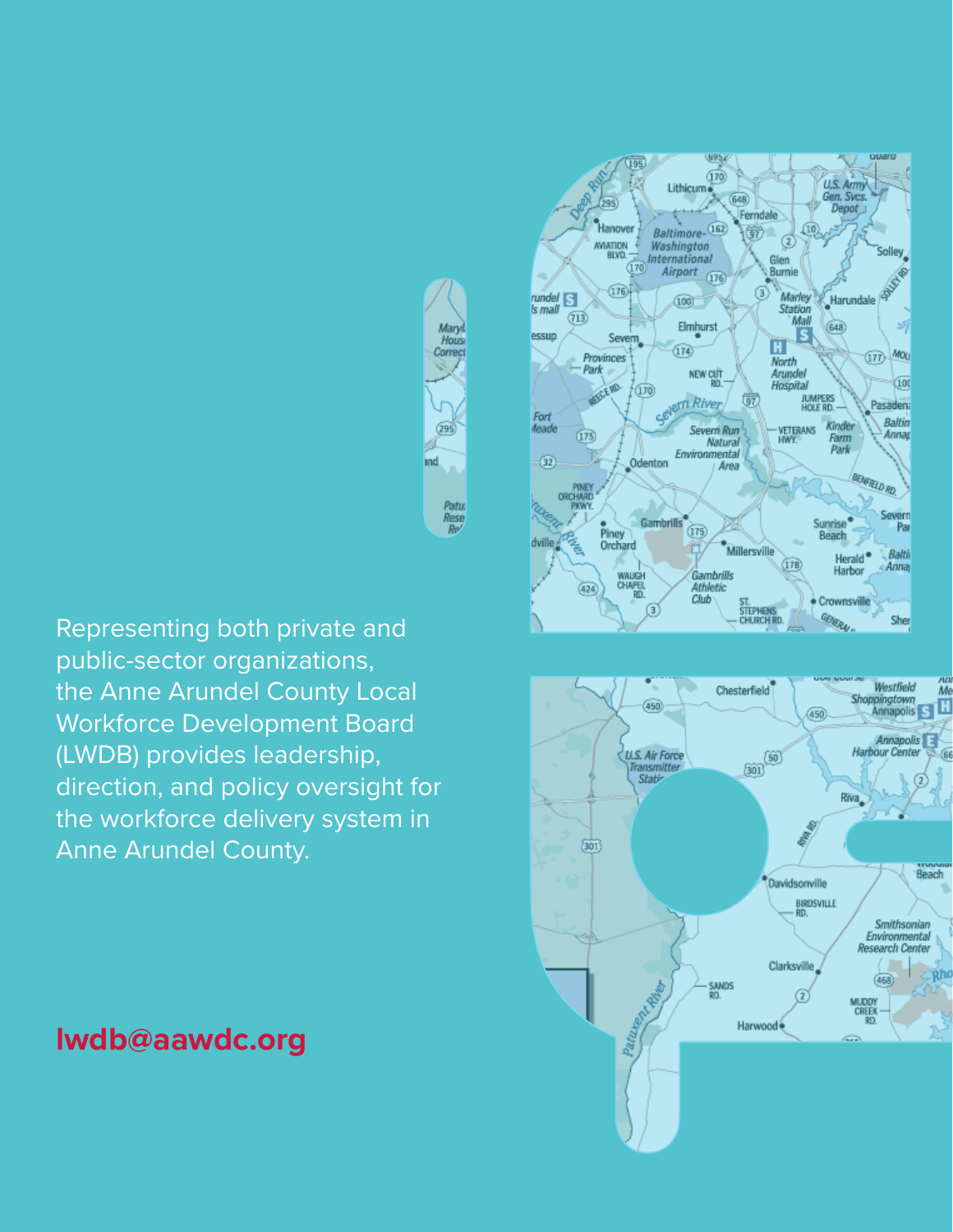Representing both private and public-sector organizations, the Anne Arundel County Local Workforce Development Board (LWDB) provides leadership, direction, and policy oversight for the workforce delivery system in Anne Arundel County.

**lwdb@aawdc.org**